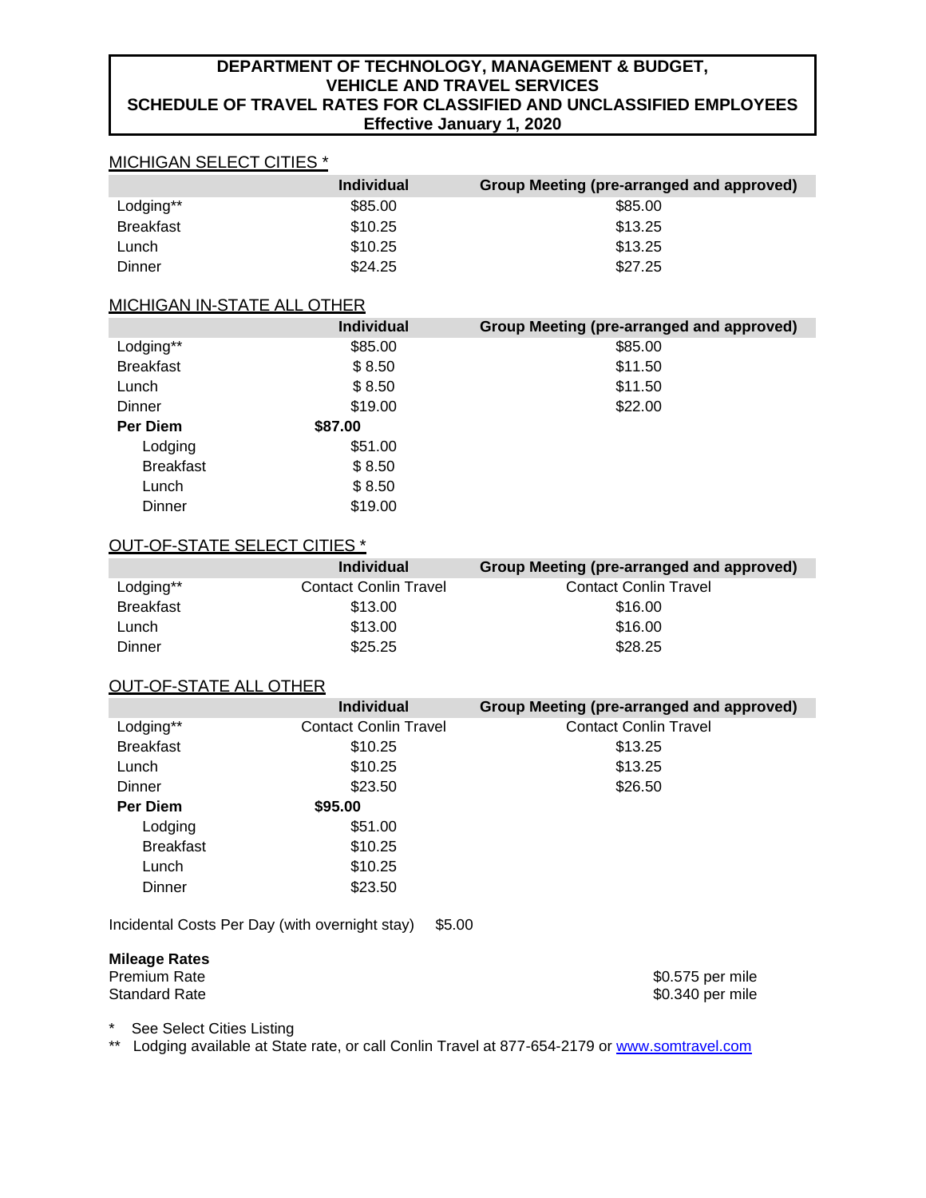# DEPARTMENT OF TECHNOLOGY, MANAGEMENT & BUDGET, VEHICLE AND TRAVEL SERVICES SCHEDULE OF TRAVEL RATES FOR CLASSIFIED AND UNCLASSIFIED EMPLOYEES Effective January 1, 2020

## MICHIGAN SELECT CITIES *

| | Individual | Group Meeting (pre-arranged and approved) |
|---|---|---|
| Lodging** | $85.00 | $85.00 |
| Breakfast | $10.25 | $13.25 |
| Lunch | $10.25 | $13.25 |
| Dinner | $24.25 | $27.25 |

## MICHIGAN IN-STATE ALL OTHER

| | Individual | Group Meeting (pre-arranged and approved) |
|---|---|---|
| Lodging** | $85.00 | $85.00 |
| Breakfast | $ 8.50 | $11.50 |
| Lunch | $ 8.50 | $11.50 |
| Dinner | $19.00 | $22.00 |
| **Per Diem** | **$87.00** | |
| Lodging | $51.00 | |
| Breakfast | $ 8.50 | |
| Lunch | $ 8.50 | |
| Dinner | $19.00 | |

## OUT-OF-STATE SELECT CITIES *

| | Individual | Group Meeting (pre-arranged and approved) |
|---|---|---|
| Lodging** | Contact Conlin Travel | Contact Conlin Travel |
| Breakfast | $13.00 | $16.00 |
| Lunch | $13.00 | $16.00 |
| Dinner | $25.25 | $28.25 |

## OUT-OF-STATE ALL OTHER

| | Individual | Group Meeting (pre-arranged and approved) |
|---|---|---|
| Lodging** | Contact Conlin Travel | Contact Conlin Travel |
| Breakfast | $10.25 | $13.25 |
| Lunch | $10.25 | $13.25 |
| Dinner | $23.50 | $26.50 |
| **Per Diem** | **$95.00** | |
| Lodging | $51.00 | |
| Breakfast | $10.25 | |
| Lunch | $10.25 | |
| Dinner | $23.50 | |

Incidental Costs Per Day (with overnight stay) $5.00

**Mileage Rates**

| | |
|---|---|
| Premium Rate | $0.575 per mile |
| Standard Rate | $0.340 per mile |

\* See Select Cities Listing

** Lodging available at State rate, or call Conlin Travel at 877-654-2179 or www.somtravel.com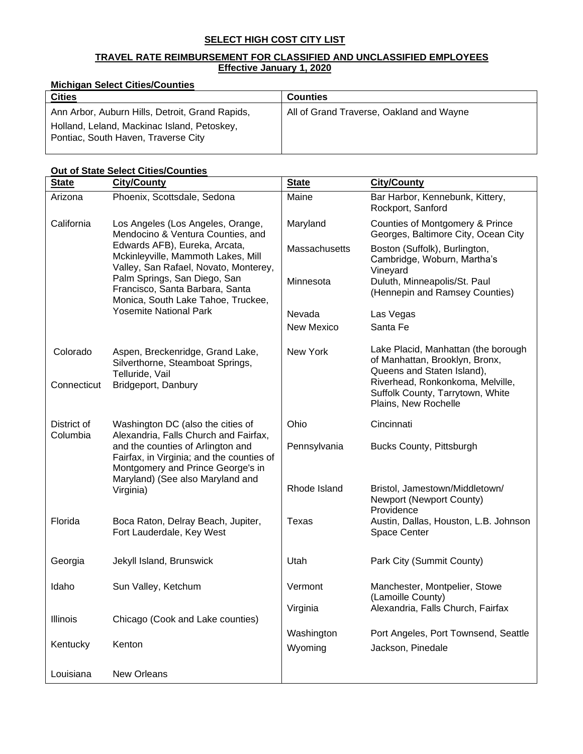**SELECT HIGH COST CITY LIST**

**TRAVEL RATE REIMBURSEMENT FOR CLASSIFIED AND UNCLASSIFIED EMPLOYEES**
**Effective January 1, 2020**

**Michigan Select Cities/Counties**

| Cities | Counties |
|---|---|
| Ann Arbor, Auburn Hills, Detroit, Grand Rapids, Holland, Leland, Mackinac Island, Petoskey, Pontiac, South Haven, Traverse City | All of Grand Traverse, Oakland and Wayne |

**Out of State Select Cities/Counties**

| State | City/County | State | City/County |
|---|---|---|---|
| Arizona | Phoenix, Scottsdale, Sedona | Maine | Bar Harbor, Kennebunk, Kittery, Rockport, Sanford |
| California | Los Angeles (Los Angeles, Orange, Mendocino & Ventura Counties, and Edwards AFB), Eureka, Arcata, Mckinleyville, Mammoth Lakes, Mill Valley, San Rafael, Novato, Monterey, Palm Springs, San Diego, San Francisco, Santa Barbara, Santa Monica, South Lake Tahoe, Truckee, Yosemite National Park | Maryland | Counties of Montgomery & Prince Georges, Baltimore City, Ocean City |
| | | Massachusetts | Boston (Suffolk), Burlington, Cambridge, Woburn, Martha's Vineyard |
| | | Minnesota | Duluth, Minneapolis/St. Paul (Hennepin and Ramsey Counties) |
| | | Nevada | Las Vegas |
| | | New Mexico | Santa Fe |
| Colorado | Aspen, Breckenridge, Grand Lake, Silverthorne, Steamboat Springs, Telluride, Vail | New York | Lake Placid, Manhattan (the borough of Manhattan, Brooklyn, Bronx, Queens and Staten Island), Riverhead, Ronkonkoma, Melville, Suffolk County, Tarrytown, White Plains, New Rochelle |
| Connecticut | Bridgeport, Danbury | | |
| District of Columbia | Washington DC (also the cities of Alexandria, Falls Church and Fairfax, and the counties of Arlington and Fairfax, in Virginia; and the counties of Montgomery and Prince George's in Maryland) (See also Maryland and Virginia) | Ohio | Cincinnati |
| | | Pennsylvania | Bucks County, Pittsburgh |
| | | Rhode Island | Bristol, Jamestown/Middletown/ Newport (Newport County) Providence |
| Florida | Boca Raton, Delray Beach, Jupiter, Fort Lauderdale, Key West | Texas | Austin, Dallas, Houston, L.B. Johnson Space Center |
| Georgia | Jekyll Island, Brunswick | Utah | Park City (Summit County) |
| Idaho | Sun Valley, Ketchum | Vermont | Manchester, Montpelier, Stowe (Lamoille County) |
| | | Virginia | Alexandria, Falls Church, Fairfax |
| Illinois | Chicago (Cook and Lake counties) | Washington | Port Angeles, Port Townsend, Seattle |
| Kentucky | Kenton | Wyoming | Jackson, Pinedale |
| Louisiana | New Orleans | | |